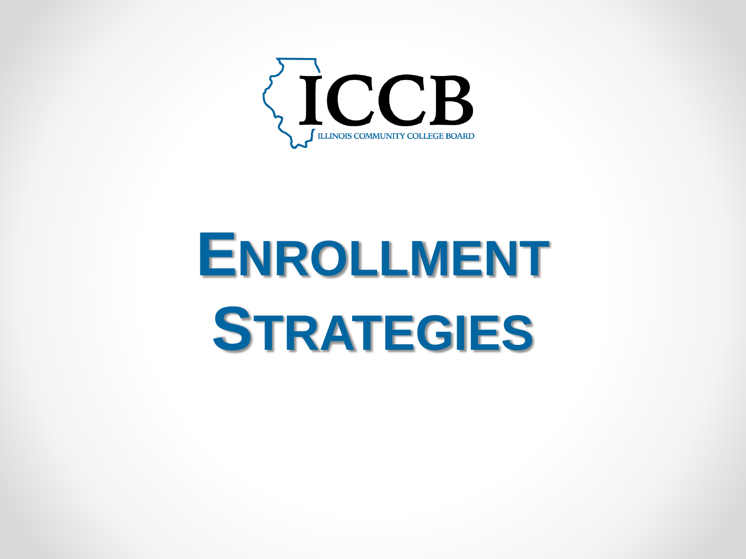ICCB

ILLINOIS COMMUNITY COLLEGE BOARD

# Enrollment Strategies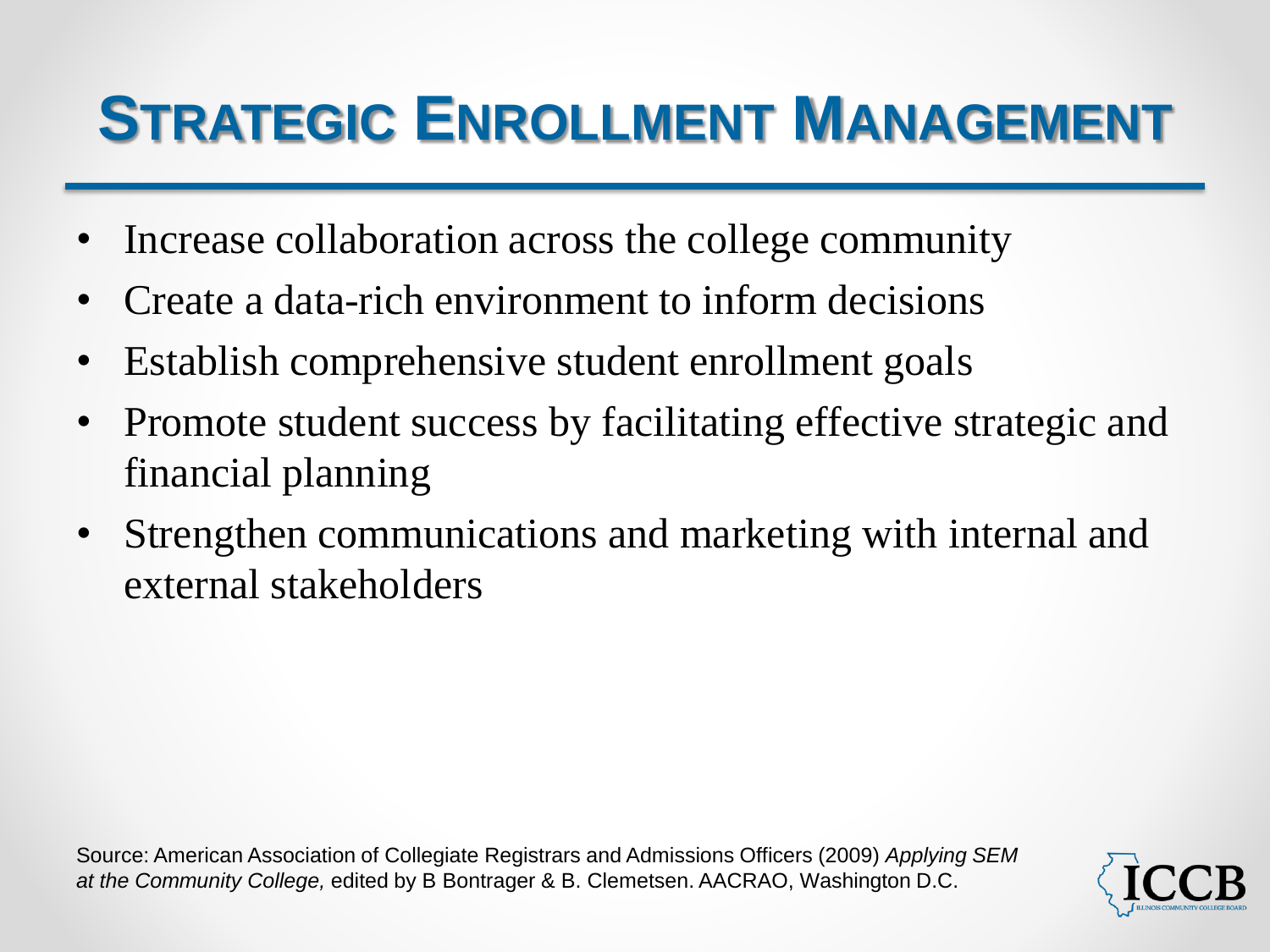# Strategic Enrollment Management

- Increase collaboration across the college community
- Create a data-rich environment to inform decisions
- Establish comprehensive student enrollment goals
- Promote student success by facilitating effective strategic and financial planning
- Strengthen communications and marketing with internal and external stakeholders

Source: American Association of Collegiate Registrars and Admissions Officers (2009) *Applying SEM at the Community College,* edited by B Bontrager & B. Clemetsen. AACRAO, Washington D.C.

ICCB
ILLINOIS COMMUNITY COLLEGE BOARD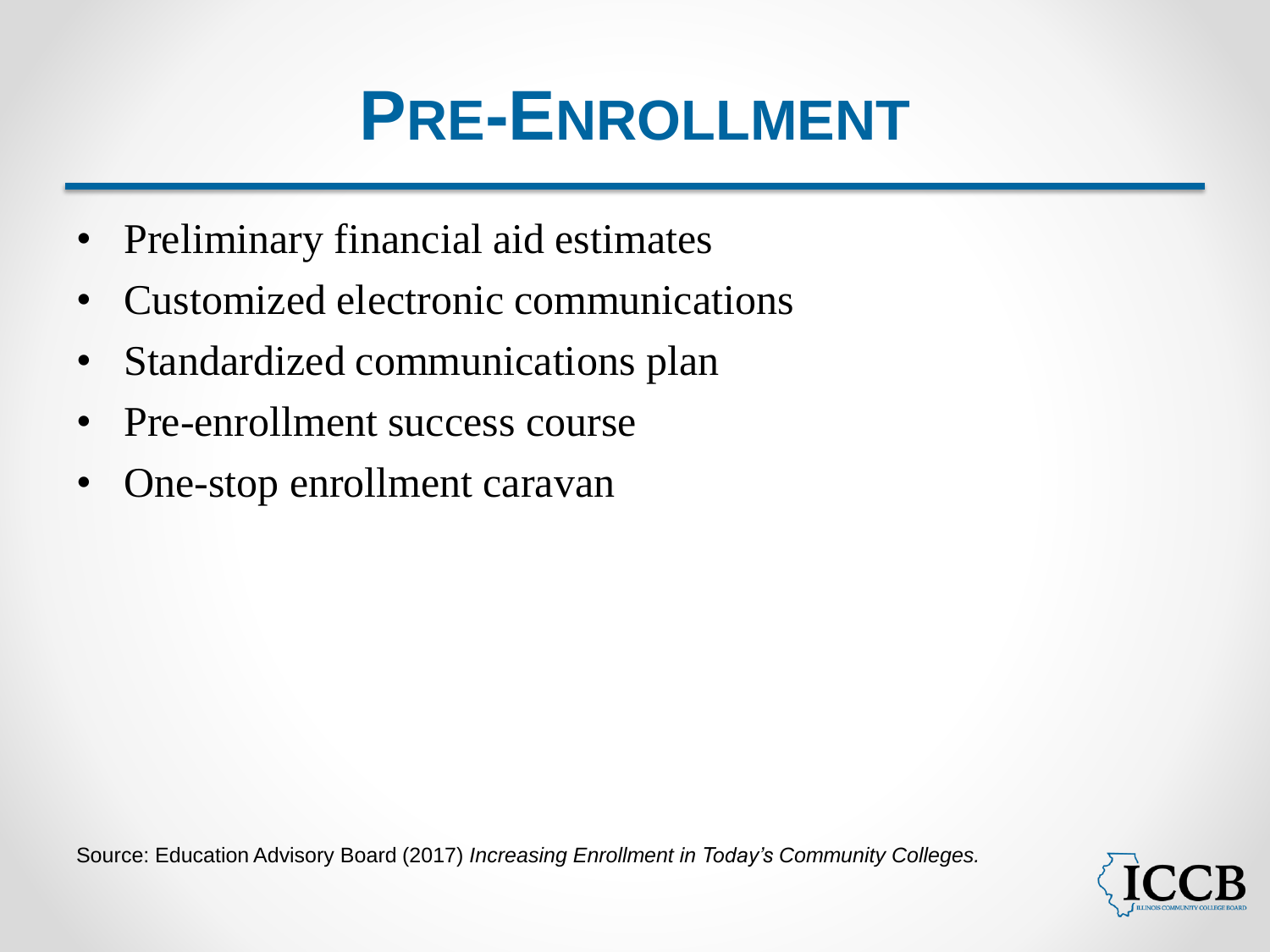# Pre-Enrollment

- Preliminary financial aid estimates
- Customized electronic communications
- Standardized communications plan
- Pre-enrollment success course
- One-stop enrollment caravan

Source: Education Advisory Board (2017) *Increasing Enrollment in Today's Community Colleges.*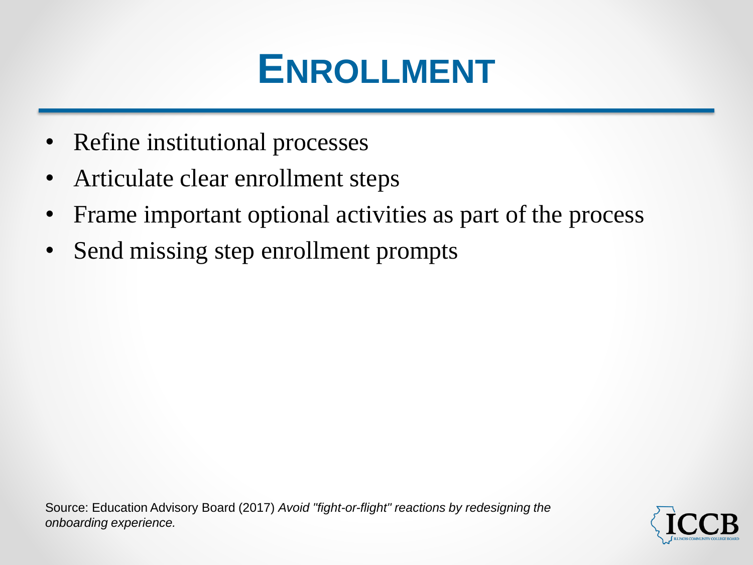# ENROLLMENT

- Refine institutional processes
- Articulate clear enrollment steps
- Frame important optional activities as part of the process
- Send missing step enrollment prompts

Source: Education Advisory Board (2017) *Avoid "fight-or-flight" reactions by redesigning the onboarding experience.*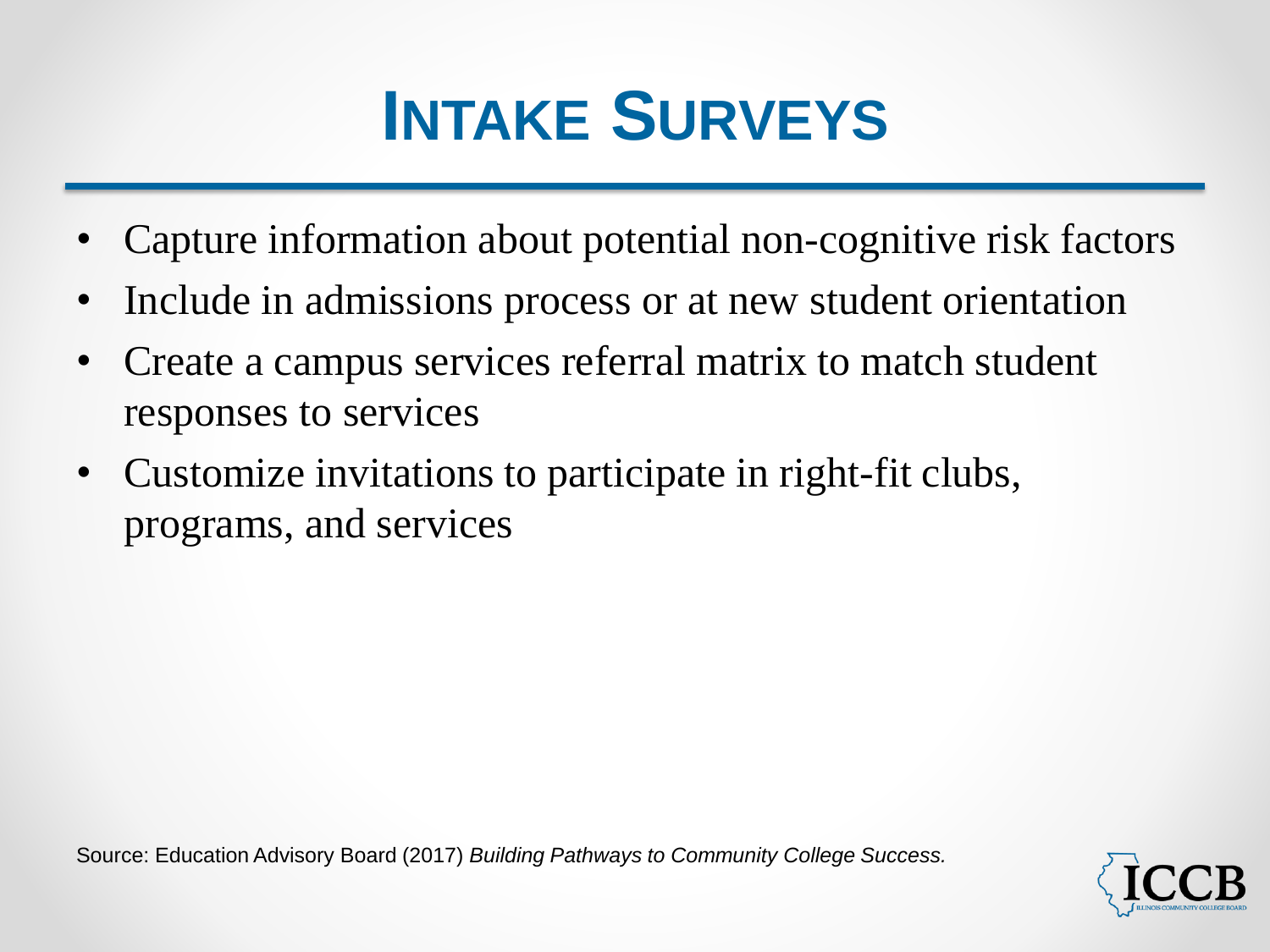# Intake Surveys

- Capture information about potential non-cognitive risk factors
- Include in admissions process or at new student orientation
- Create a campus services referral matrix to match student responses to services
- Customize invitations to participate in right-fit clubs, programs, and services

Source: Education Advisory Board (2017) *Building Pathways to Community College Success.*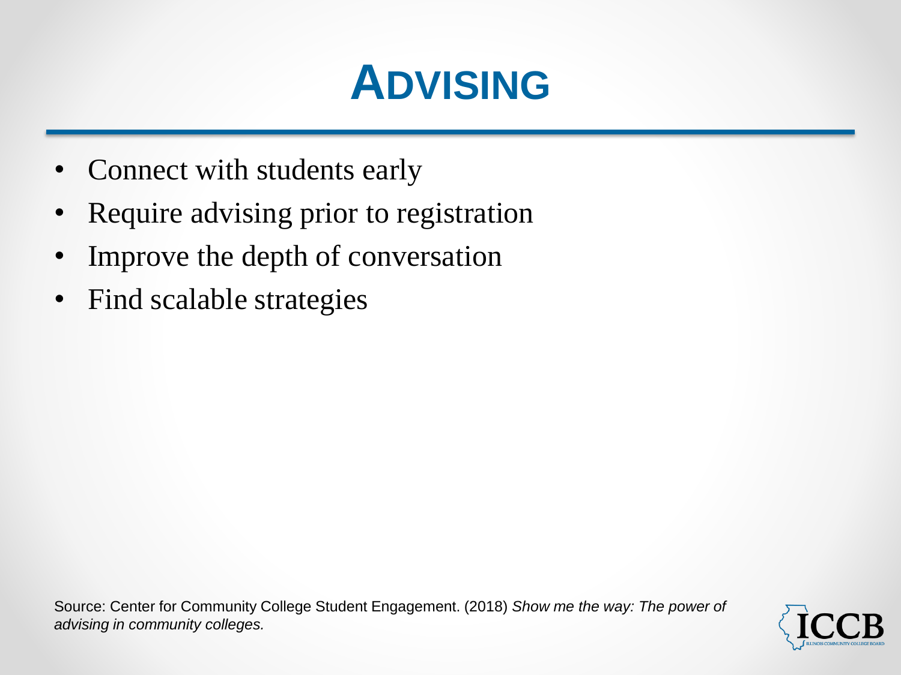# Advising

- Connect with students early
- Require advising prior to registration
- Improve the depth of conversation
- Find scalable strategies

Source: Center for Community College Student Engagement. (2018) *Show me the way: The power of advising in community colleges.*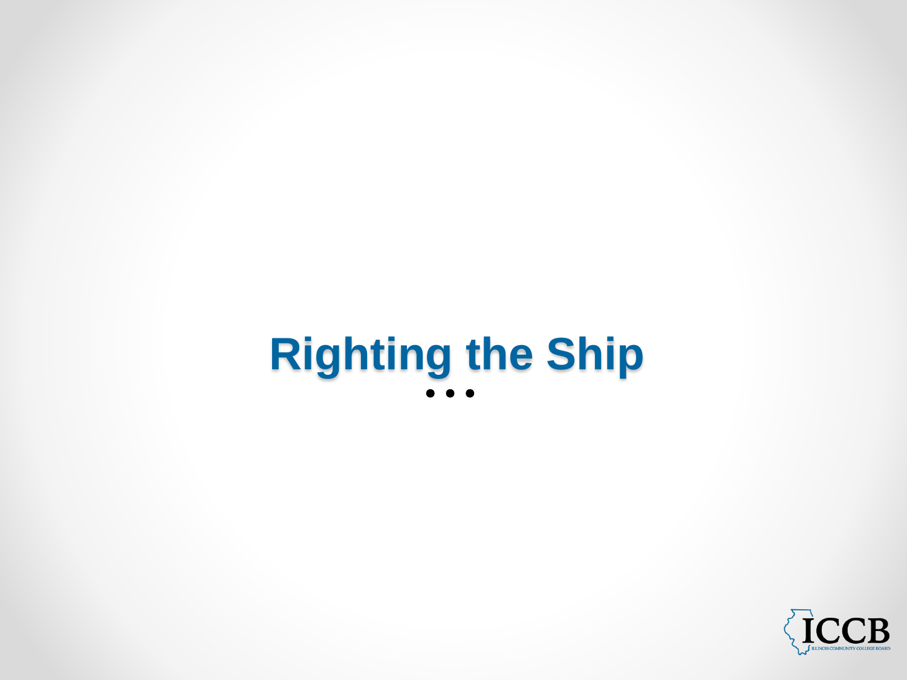# Righting the Ship

• • •